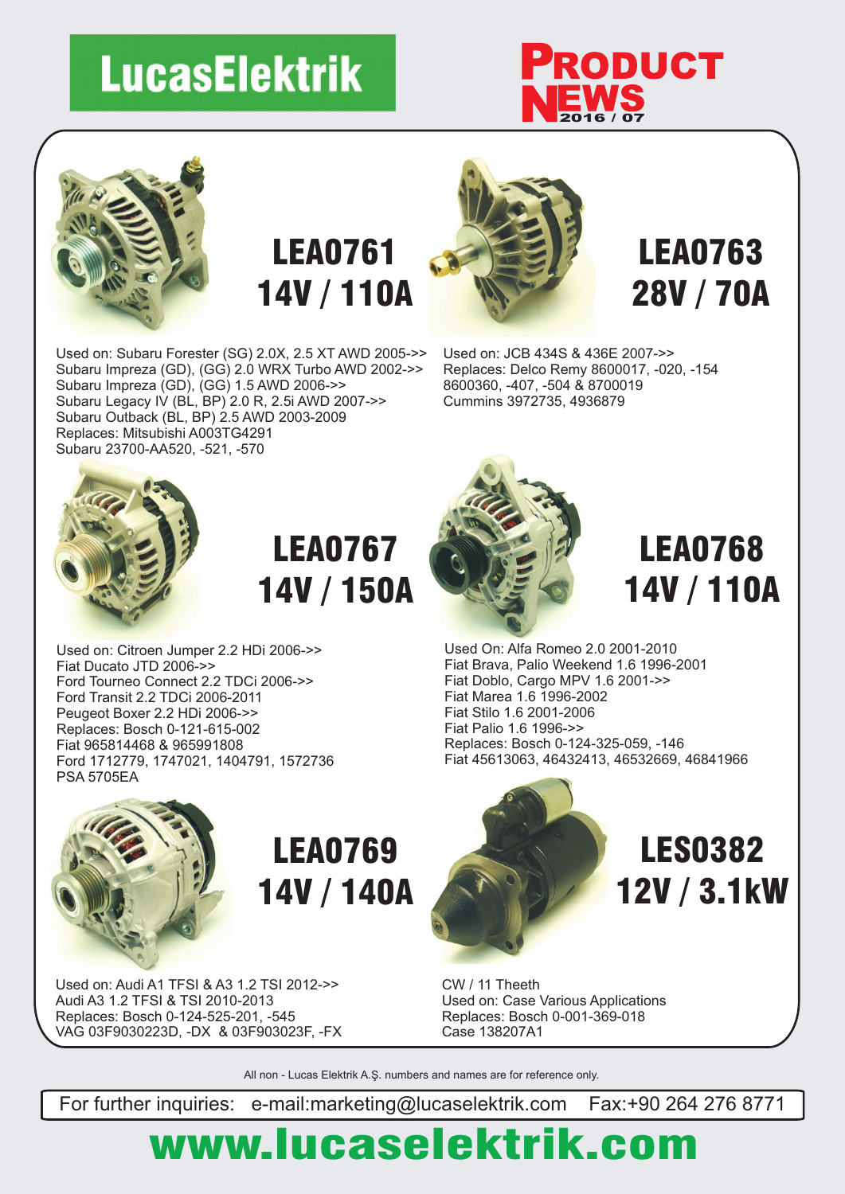# LucasElektrik

**PRODUCT NEWS 2016 / 07**

## LEA0761
## 14V / 110A

Used on: Subaru Forester (SG) 2.0X, 2.5 XT AWD 2005->>
Subaru Impreza (GD), (GG) 2.0 WRX Turbo AWD 2002->>
Subaru Impreza (GD), (GG) 1.5 AWD 2006->>
Subaru Legacy IV (BL, BP) 2.0 R, 2.5i AWD 2007->>
Subaru Outback (BL, BP) 2.5 AWD 2003-2009
Replaces: Mitsubishi A003TG4291
Subaru 23700-AA520, -521, -570

## LEA0763
## 28V / 70A

Used on: JCB 434S & 436E 2007->>
Replaces: Delco Remy 8600017, -020, -154
8600360, -407, -504 & 8700019
Cummins 3972735, 4936879

## LEA0767
## 14V / 150A

Used on: Citroen Jumper 2.2 HDi 2006->>
Fiat Ducato JTD 2006->>
Ford Tourneo Connect 2.2 TDCi 2006->>
Ford Transit 2.2 TDCi 2006-2011
Peugeot Boxer 2.2 HDi 2006->>
Replaces: Bosch 0-121-615-002
Fiat 965814468 & 965991808
Ford 1712779, 1747021, 1404791, 1572736
PSA 5705EA

## LEA0768
## 14V / 110A

Used On: Alfa Romeo 2.0 2001-2010
Fiat Brava, Palio Weekend 1.6 1996-2001
Fiat Doblo, Cargo MPV 1.6 2001->>
Fiat Marea 1.6 1996-2002
Fiat Stilo 1.6 2001-2006
Fiat Palio 1.6 1996->>
Replaces: Bosch 0-124-325-059, -146
Fiat 45613063, 46432413, 46532669, 46841966

## LEA0769
## 14V / 140A

Used on: Audi A1 TFSI & A3 1.2 TSI 2012->>
Audi A3 1.2 TFSI & TSI 2010-2013
Replaces: Bosch 0-124-525-201, -545
VAG 03F9030223D, -DX & 03F903023F, -FX

## LES0382
## 12V / 3.1kW

CW / 11 Theeth
Used on: Case Various Applications
Replaces: Bosch 0-001-369-018
Case 138207A1

All non - Lucas Elektrik A.Ş. numbers and names are for reference only.

For further inquiries: e-mail:marketing@lucaselektrik.com Fax:+90 264 276 8771

**www.lucaselektrik.com**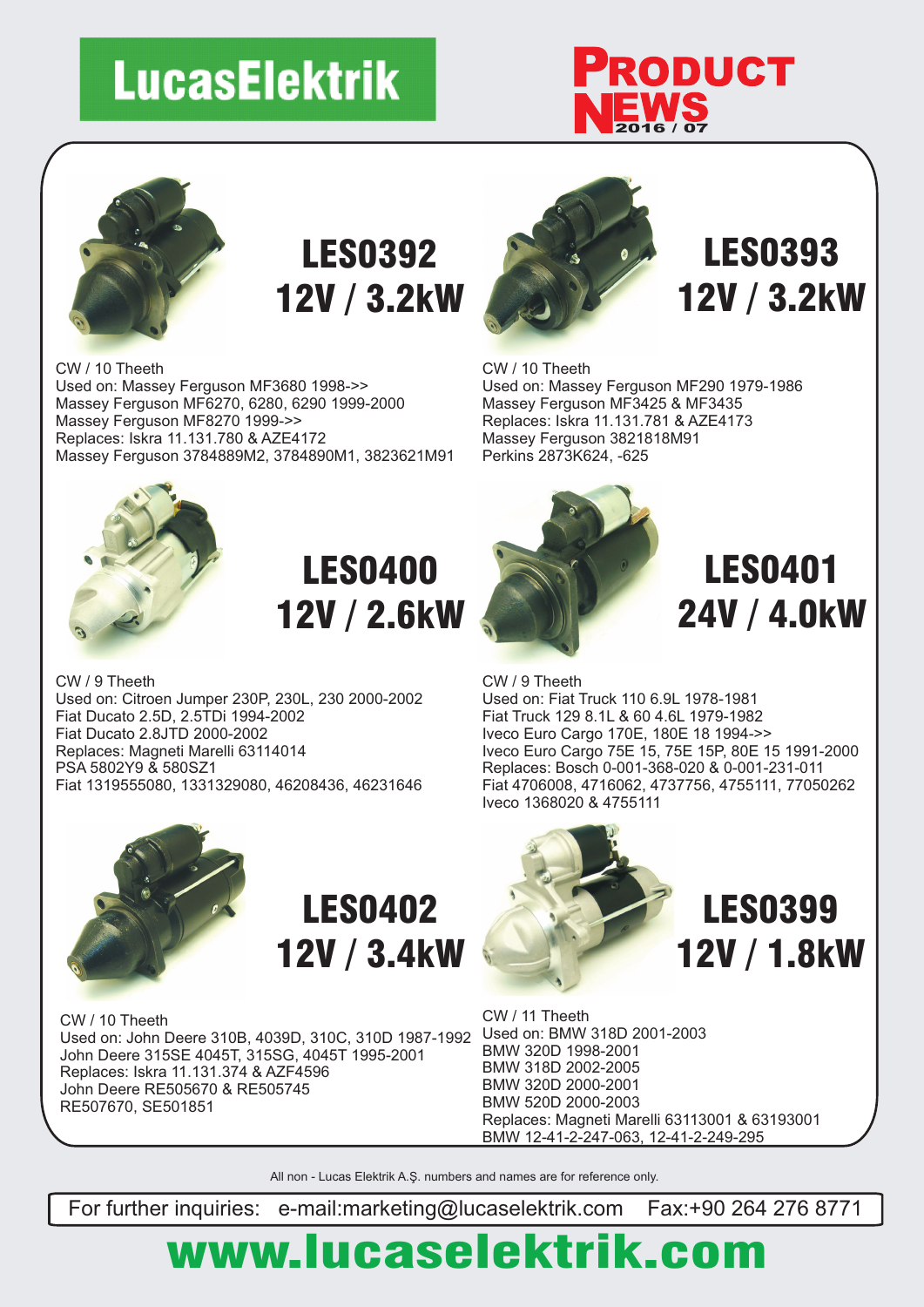# LucasElektrik

# PRODUCT NEWS 2016 / 07

## LES0392 12V / 3.2kW

CW / 10 Theeth
Used on: Massey Ferguson MF3680 1998->>
Massey Ferguson MF6270, 6280, 6290 1999-2000
Massey Ferguson MF8270 1999->>
Replaces: Iskra 11.131.780 & AZE4172
Massey Ferguson 3784889M2, 3784890M1, 3823621M91

## LES0393 12V / 3.2kW

CW / 10 Theeth
Used on: Massey Ferguson MF290 1979-1986
Massey Ferguson MF3425 & MF3435
Replaces: Iskra 11.131.781 & AZE4173
Massey Ferguson 3821818M91
Perkins 2873K624, -625

## LES0400 12V / 2.6kW

CW / 9 Theeth
Used on: Citroen Jumper 230P, 230L, 230 2000-2002
Fiat Ducato 2.5D, 2.5TDi 1994-2002
Fiat Ducato 2.8JTD 2000-2002
Replaces: Magneti Marelli 63114014
PSA 5802Y9 & 580SZ1
Fiat 1319555080, 1331329080, 46208436, 46231646

## LES0401 24V / 4.0kW

CW / 9 Theeth
Used on: Fiat Truck 110 6.9L 1978-1981
Fiat Truck 129 8.1L & 60 4.6L 1979-1982
Iveco Euro Cargo 170E, 180E 18 1994->>
Iveco Euro Cargo 75E 15, 75E 15P, 80E 15 1991-2000
Replaces: Bosch 0-001-368-020 & 0-001-231-011
Fiat 4706008, 4716062, 4737756, 4755111, 77050262
Iveco 1368020 & 4755111

## LES0402 12V / 3.4kW

CW / 10 Theeth
Used on: John Deere 310B, 4039D, 310C, 310D 1987-1992
John Deere 315SE 4045T, 315SG, 4045T 1995-2001
Replaces: Iskra 11.131.374 & AZF4596
John Deere RE505670 & RE505745
RE507670, SE501851

## LES0399 12V / 1.8kW

CW / 11 Theeth
Used on: BMW 318D 2001-2003
BMW 320D 1998-2001
BMW 318D 2002-2005
BMW 320D 2000-2001
BMW 520D 2000-2003
Replaces: Magneti Marelli 63113001 & 63193001
BMW 12-41-2-247-063, 12-41-2-249-295

All non - Lucas Elektrik A.Ş. numbers and names are for reference only.

For further inquiries: e-mail:marketing@lucaselektrik.com Fax:+90 264 276 8771

**www.lucaselektrik.com**